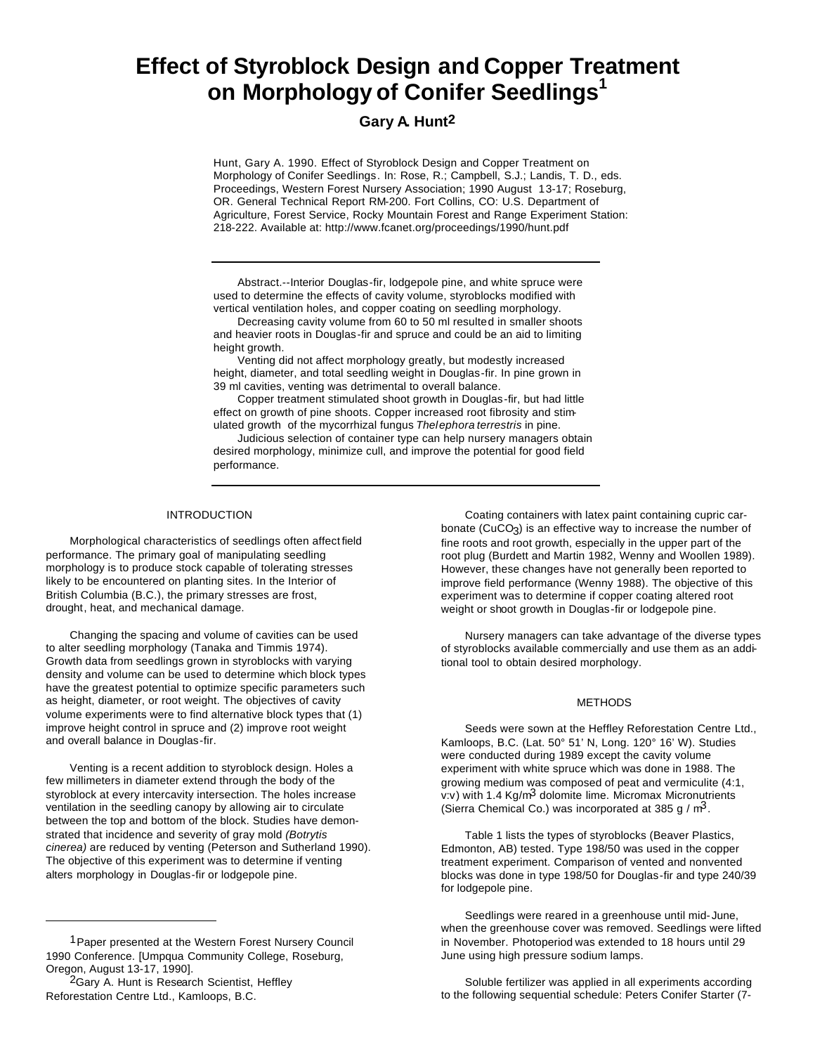# Effect of Styroblock Design and Copper Treatment on Morphology of Conifer Seedlings[1]

**Gary A. Hunt[2]**

Hunt, Gary A. 1990. Effect of Styroblock Design and Copper Treatment on Morphology of Conifer Seedlings. In: Rose, R.; Campbell, S.J.; Landis, T. D., eds. Proceedings, Western Forest Nursery Association; 1990 August 13-17; Roseburg, OR. General Technical Report RM-200. Fort Collins, CO: U.S. Department of Agriculture, Forest Service, Rocky Mountain Forest and Range Experiment Station: 218-222. Available at: http://www.fcanet.org/proceedings/1990/hunt.pdf

---

Abstract.--Interior Douglas-fir, lodgepole pine, and white spruce were used to determine the effects of cavity volume, styroblocks modified with vertical ventilation holes, and copper coating on seedling morphology.

Decreasing cavity volume from 60 to 50 ml resulted in smaller shoots and heavier roots in Douglas-fir and spruce and could be an aid to limiting height growth.

Venting did not affect morphology greatly, but modestly increased height, diameter, and total seedling weight in Douglas-fir. In pine grown in 39 ml cavities, venting was detrimental to overall balance.

Copper treatment stimulated shoot growth in Douglas-fir, but had little effect on growth of pine shoots. Copper increased root fibrosity and stimulated growth of the mycorrhizal fungus *Thelephora terrestris* in pine.

Judicious selection of container type can help nursery managers obtain desired morphology, minimize cull, and improve the potential for good field performance.

---

## INTRODUCTION

Morphological characteristics of seedlings often affect field performance. The primary goal of manipulating seedling morphology is to produce stock capable of tolerating stresses likely to be encountered on planting sites. In the Interior of British Columbia (B.C.), the primary stresses are frost, drought, heat, and mechanical damage.

Changing the spacing and volume of cavities can be used to alter seedling morphology (Tanaka and Timmis 1974). Growth data from seedlings grown in styroblocks with varying density and volume can be used to determine which block types have the greatest potential to optimize specific parameters such as height, diameter, or root weight. The objectives of cavity volume experiments were to find alternative block types that (1) improve height control in spruce and (2) improve root weight and overall balance in Douglas-fir.

Venting is a recent addition to styroblock design. Holes a few millimeters in diameter extend through the body of the styroblock at every intercavity intersection. The holes increase ventilation in the seedling canopy by allowing air to circulate between the top and bottom of the block. Studies have demonstrated that incidence and severity of gray mold *(Botrytis cinerea)* are reduced by venting (Peterson and Sutherland 1990). The objective of this experiment was to determine if venting alters morphology in Douglas-fir or lodgepole pine.

Coating containers with latex paint containing cupric carbonate ($CuCO_3$) is an effective way to increase the number of fine roots and root growth, especially in the upper part of the root plug (Burdett and Martin 1982, Wenny and Woollen 1989). However, these changes have not generally been reported to improve field performance (Wenny 1988). The objective of this experiment was to determine if copper coating altered root weight or shoot growth in Douglas-fir or lodgepole pine.

Nursery managers can take advantage of the diverse types of styroblocks available commercially and use them as an additional tool to obtain desired morphology.

## METHODS

Seeds were sown at the Heffley Reforestation Centre Ltd., Kamloops, B.C. (Lat. 50° 51' N, Long. 120° 16' W). Studies were conducted during 1989 except the cavity volume experiment with white spruce which was done in 1988. The growing medium was composed of peat and vermiculite (4:1, v:v) with 1.4 Kg/$m^3$ dolomite lime. Micromax Micronutrients (Sierra Chemical Co.) was incorporated at 385 g / $m^3$.

Table 1 lists the types of styroblocks (Beaver Plastics, Edmonton, AB) tested. Type 198/50 was used in the copper treatment experiment. Comparison of vented and nonvented blocks was done in type 198/50 for Douglas-fir and type 240/39 for lodgepole pine.

Seedlings were reared in a greenhouse until mid-June, when the greenhouse cover was removed. Seedlings were lifted in November. Photoperiod was extended to 18 hours until 29 June using high pressure sodium lamps.

Soluble fertilizer was applied in all experiments according to the following sequential schedule: Peters Conifer Starter (7-

---

[1] Paper presented at the Western Forest Nursery Council 1990 Conference. [Umpqua Community College, Roseburg, Oregon, August 13-17, 1990].

[2] Gary A. Hunt is Research Scientist, Heffley Reforestation Centre Ltd., Kamloops, B.C.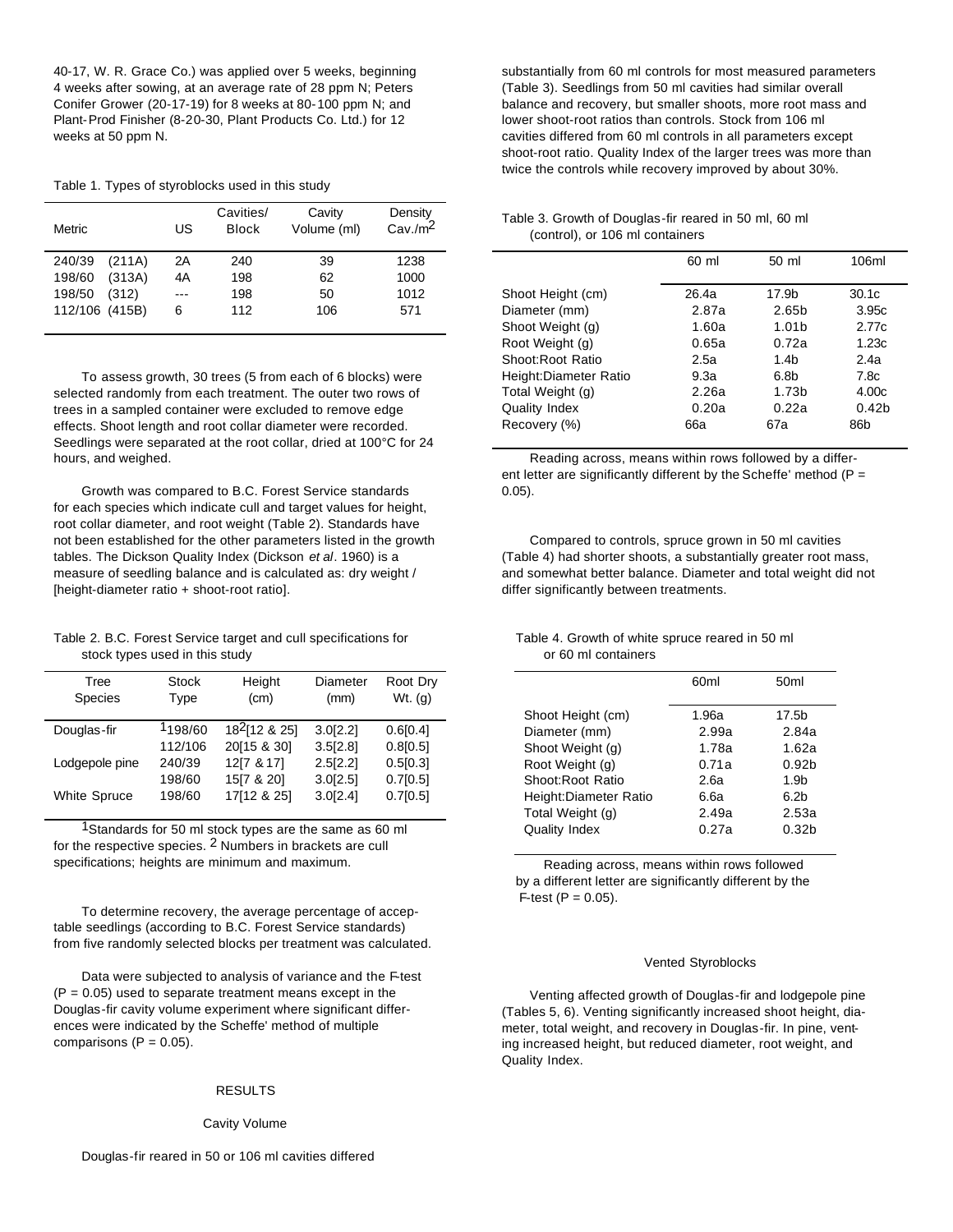40-17, W. R. Grace Co.) was applied over 5 weeks, beginning 4 weeks after sowing, at an average rate of 28 ppm N; Peters Conifer Grower (20-17-19) for 8 weeks at 80-100 ppm N; and Plant-Prod Finisher (8-20-30, Plant Products Co. Ltd.) for 12 weeks at 50 ppm N.

Table 1. Types of styroblocks used in this study

| Metric | US | Cavities/ Block | Cavity Volume (ml) | Density Cav./m$^2$ |
|---|---|---|---|---|
| 240/39 (211A) | 2A | 240 | 39 | 1238 |
| 198/60 (313A) | 4A | 198 | 62 | 1000 |
| 198/50 (312) | --- | 198 | 50 | 1012 |
| 112/106 (415B) | 6 | 112 | 106 | 571 |

To assess growth, 30 trees (5 from each of 6 blocks) were selected randomly from each treatment. The outer two rows of trees in a sampled container were excluded to remove edge effects. Shoot length and root collar diameter were recorded. Seedlings were separated at the root collar, dried at 100°C for 24 hours, and weighed.

Growth was compared to B.C. Forest Service standards for each species which indicate cull and target values for height, root collar diameter, and root weight (Table 2). Standards have not been established for the other parameters listed in the growth tables. The Dickson Quality Index (Dickson *et al*. 1960) is a measure of seedling balance and is calculated as: dry weight / [height-diameter ratio + shoot-root ratio].

Table 2. B.C. Forest Service target and cull specifications for stock types used in this study

| Tree Species | Stock Type | Height (cm) | Diameter (mm) | Root Dry Wt. (g) |
|---|---|---|---|---|
| Douglas-fir | [1]198/60 | 18[2][12 & 25] | 3.0[2.2] | 0.6[0.4] |
| | 112/106 | 20[15 & 30] | 3.5[2.8] | 0.8[0.5] |
| Lodgepole pine | 240/39 | 12[7 & 17] | 2.5[2.2] | 0.5[0.3] |
| | 198/60 | 15[7 & 20] | 3.0[2.5] | 0.7[0.5] |
| White Spruce | 198/60 | 17[12 & 25] | 3.0[2.4] | 0.7[0.5] |

[1]Standards for 50 ml stock types are the same as 60 ml for the respective species. [2] Numbers in brackets are cull specifications; heights are minimum and maximum.

To determine recovery, the average percentage of acceptable seedlings (according to B.C. Forest Service standards) from five randomly selected blocks per treatment was calculated.

Data were subjected to analysis of variance and the F-test ($P = 0.05$) used to separate treatment means except in the Douglas-fir cavity volume experiment where significant differences were indicated by the Scheffe' method of multiple comparisons ($P = 0.05$).

## RESULTS

### Cavity Volume

Douglas-fir reared in 50 or 106 ml cavities differed substantially from 60 ml controls for most measured parameters (Table 3). Seedlings from 50 ml cavities had similar overall balance and recovery, but smaller shoots, more root mass and lower shoot-root ratios than controls. Stock from 106 ml cavities differed from 60 ml controls in all parameters except shoot-root ratio. Quality Index of the larger trees was more than twice the controls while recovery improved by about 30%.

Table 3. Growth of Douglas-fir reared in 50 ml, 60 ml (control), or 106 ml containers

| | 60 ml | 50 ml | 106ml |
|---|---|---|---|
| Shoot Height (cm) | 26.4a | 17.9b | 30.1c |
| Diameter (mm) | 2.87a | 2.65b | 3.95c |
| Shoot Weight (g) | 1.60a | 1.01b | 2.77c |
| Root Weight (g) | 0.65a | 0.72a | 1.23c |
| Shoot:Root Ratio | 2.5a | 1.4b | 2.4a |
| Height:Diameter Ratio | 9.3a | 6.8b | 7.8c |
| Total Weight (g) | 2.26a | 1.73b | 4.00c |
| Quality Index | 0.20a | 0.22a | 0.42b |
| Recovery (%) | 66a | 67a | 86b |

Reading across, means within rows followed by a different letter are significantly different by the Scheffe' method ($P = 0.05$).

Compared to controls, spruce grown in 50 ml cavities (Table 4) had shorter shoots, a substantially greater root mass, and somewhat better balance. Diameter and total weight did not differ significantly between treatments.

Table 4. Growth of white spruce reared in 50 ml or 60 ml containers

| | 60ml | 50ml |
|---|---|---|
| Shoot Height (cm) | 1.96a | 17.5b |
| Diameter (mm) | 2.99a | 2.84a |
| Shoot Weight (g) | 1.78a | 1.62a |
| Root Weight (g) | 0.71a | 0.92b |
| Shoot:Root Ratio | 2.6a | 1.9b |
| Height:Diameter Ratio | 6.6a | 6.2b |
| Total Weight (g) | 2.49a | 2.53a |
| Quality Index | 0.27a | 0.32b |

Reading across, means within rows followed by a different letter are significantly different by the F-test ($P = 0.05$).

### Vented Styroblocks

Venting affected growth of Douglas-fir and lodgepole pine (Tables 5, 6). Venting significantly increased shoot height, diameter, total weight, and recovery in Douglas-fir. In pine, venting increased height, but reduced diameter, root weight, and Quality Index.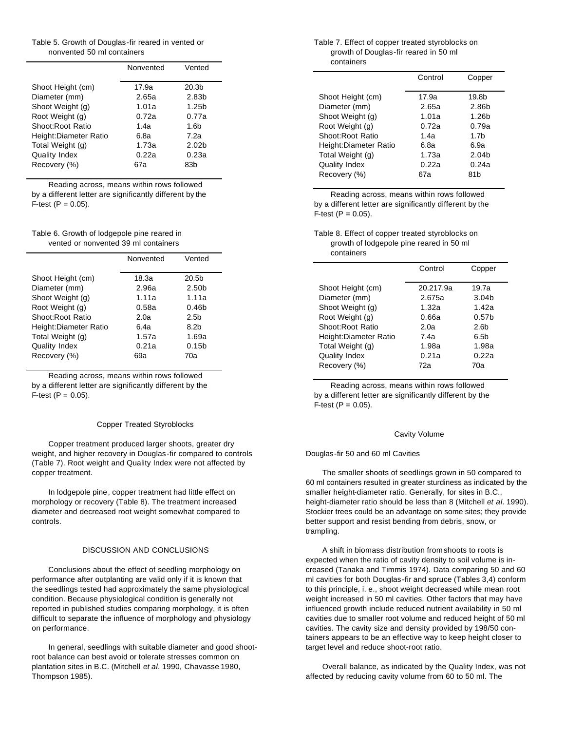Table 5. Growth of Douglas-fir reared in vented or nonvented 50 ml containers

| | Nonvented | Vented |
|---|---|---|
| Shoot Height (cm) | 17.9a | 20.3b |
| Diameter (mm) | 2.65a | 2.83b |
| Shoot Weight (g) | 1.01a | 1.25b |
| Root Weight (g) | 0.72a | 0.77a |
| Shoot:Root Ratio | 1.4a | 1.6b |
| Height:Diameter Ratio | 6.8a | 7.2a |
| Total Weight (g) | 1.73a | 2.02b |
| Quality Index | 0.22a | 0.23a |
| Recovery (%) | 67a | 83b |

Reading across, means within rows followed by a different letter are significantly different by the F-test (P = 0.05).

Table 6. Growth of lodgepole pine reared in vented or nonvented 39 ml containers

| | Nonvented | Vented |
|---|---|---|
| Shoot Height (cm) | 18.3a | 20.5b |
| Diameter (mm) | 2.96a | 2.50b |
| Shoot Weight (g) | 1.11a | 1.11a |
| Root Weight (g) | 0.58a | 0.46b |
| Shoot:Root Ratio | 2.0a | 2.5b |
| Height:Diameter Ratio | 6.4a | 8.2b |
| Total Weight (g) | 1.57a | 1.69a |
| Quality Index | 0.21a | 0.15b |
| Recovery (%) | 69a | 70a |

Reading across, means within rows followed by a different letter are significantly different by the F-test (P = 0.05).

### Copper Treated Styroblocks

Copper treatment produced larger shoots, greater dry weight, and higher recovery in Douglas-fir compared to controls (Table 7). Root weight and Quality Index were not affected by copper treatment.

In lodgepole pine, copper treatment had little effect on morphology or recovery (Table 8). The treatment increased diameter and decreased root weight somewhat compared to controls.

## DISCUSSION AND CONCLUSIONS

Conclusions about the effect of seedling morphology on performance after outplanting are valid only if it is known that the seedlings tested had approximately the same physiological condition. Because physiological condition is generally not reported in published studies comparing morphology, it is often difficult to separate the influence of morphology and physiology on performance.

In general, seedlings with suitable diameter and good shoot-root balance can best avoid or tolerate stresses common on plantation sites in B.C. (Mitchell *et al.* 1990, Chavasse 1980, Thompson 1985).

Table 7. Effect of copper treated styroblocks on growth of Douglas-fir reared in 50 ml containers

| | Control | Copper |
|---|---|---|
| Shoot Height (cm) | 17.9a | 19.8b |
| Diameter (mm) | 2.65a | 2.86b |
| Shoot Weight (g) | 1.01a | 1.26b |
| Root Weight (g) | 0.72a | 0.79a |
| Shoot:Root Ratio | 1.4a | 1.7b |
| Height:Diameter Ratio | 6.8a | 6.9a |
| Total Weight (g) | 1.73a | 2.04b |
| Quality Index | 0.22a | 0.24a |
| Recovery (%) | 67a | 81b |

Reading across, means within rows followed by a different letter are significantly different by the F-test (P = 0.05).

Table 8. Effect of copper treated styroblocks on growth of lodgepole pine reared in 50 ml containers

| | Control | Copper |
|---|---|---|
| Shoot Height (cm) | 20.217.9a | 19.7a |
| Diameter (mm) | 2.675a | 3.04b |
| Shoot Weight (g) | 1.32a | 1.42a |
| Root Weight (g) | 0.66a | 0.57b |
| Shoot:Root Ratio | 2.0a | 2.6b |
| Height:Diameter Ratio | 7.4a | 6.5b |
| Total Weight (g) | 1.98a | 1.98a |
| Quality Index | 0.21a | 0.22a |
| Recovery (%) | 72a | 70a |

Reading across, means within rows followed by a different letter are significantly different by the F-test (P = 0.05).

### Cavity Volume

#### Douglas-fir 50 and 60 ml Cavities

The smaller shoots of seedlings grown in 50 compared to 60 ml containers resulted in greater sturdiness as indicated by the smaller height-diameter ratio. Generally, for sites in B.C., height-diameter ratio should be less than 8 (Mitchell *et al*. 1990). Stockier trees could be an advantage on some sites; they provide better support and resist bending from debris, snow, or trampling.

A shift in biomass distribution from shoots to roots is expected when the ratio of cavity density to soil volume is increased (Tanaka and Timmis 1974). Data comparing 50 and 60 ml cavities for both Douglas-fir and spruce (Tables 3,4) conform to this principle, i. e., shoot weight decreased while mean root weight increased in 50 ml cavities. Other factors that may have influenced growth include reduced nutrient availability in 50 ml cavities due to smaller root volume and reduced height of 50 ml cavities. The cavity size and density provided by 198/50 containers appears to be an effective way to keep height closer to target level and reduce shoot-root ratio.

Overall balance, as indicated by the Quality Index, was not affected by reducing cavity volume from 60 to 50 ml. The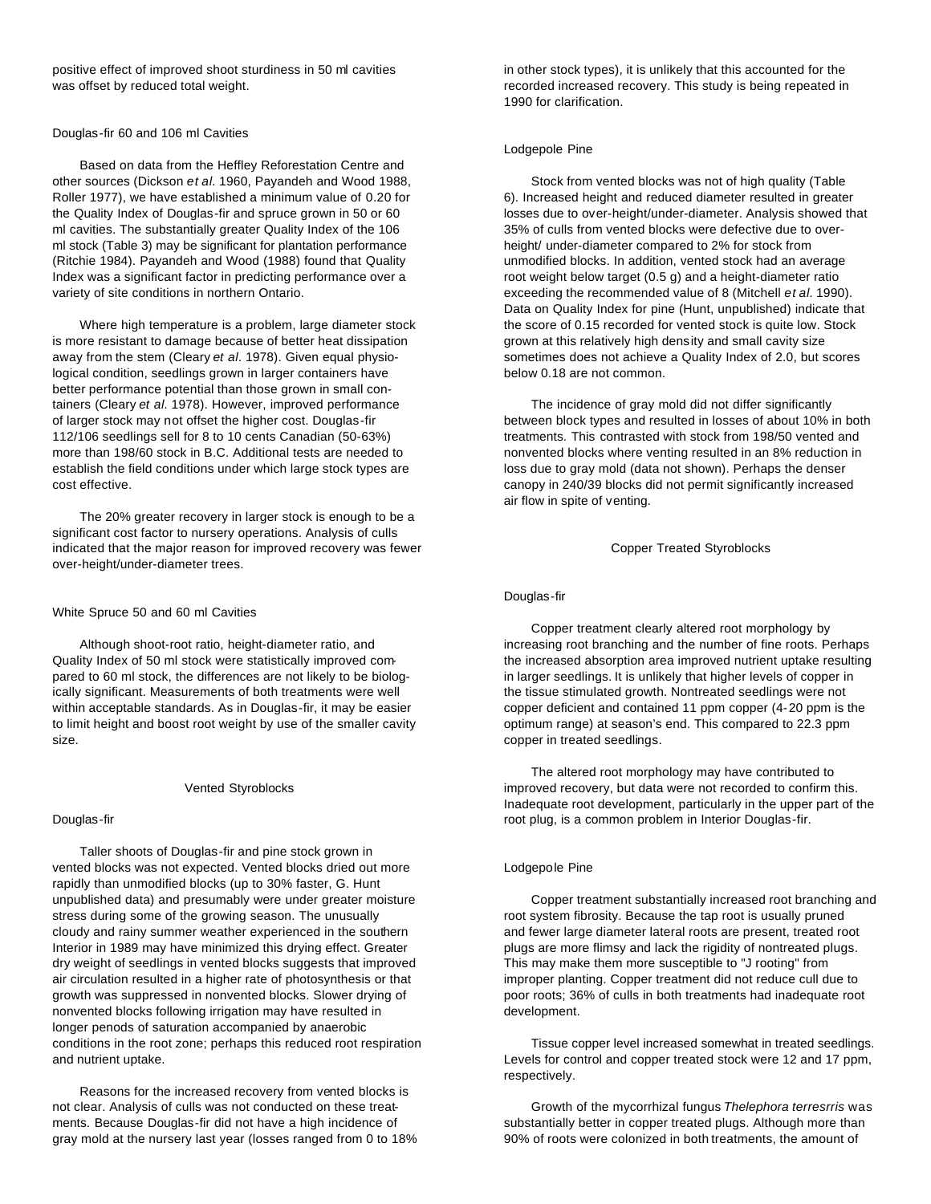positive effect of improved shoot sturdiness in 50 ml cavities was offset by reduced total weight.

### Douglas-fir 60 and 106 ml Cavities

Based on data from the Heffley Reforestation Centre and other sources (Dickson *et al.* 1960, Payandeh and Wood 1988, Roller 1977), we have established a minimum value of 0.20 for the Quality Index of Douglas-fir and spruce grown in 50 or 60 ml cavities. The substantially greater Quality Index of the 106 ml stock (Table 3) may be significant for plantation performance (Ritchie 1984). Payandeh and Wood (1988) found that Quality Index was a significant factor in predicting performance over a variety of site conditions in northern Ontario.

Where high temperature is a problem, large diameter stock is more resistant to damage because of better heat dissipation away from the stem (Cleary *et al*. 1978). Given equal physiological condition, seedlings grown in larger containers have better performance potential than those grown in small containers (Cleary *et al.* 1978). However, improved performance of larger stock may not offset the higher cost. Douglas-fir 112/106 seedlings sell for 8 to 10 cents Canadian (50-63%) more than 198/60 stock in B.C. Additional tests are needed to establish the field conditions under which large stock types are cost effective.

The 20% greater recovery in larger stock is enough to be a significant cost factor to nursery operations. Analysis of culls indicated that the major reason for improved recovery was fewer over-height/under-diameter trees.

### White Spruce 50 and 60 ml Cavities

Although shoot-root ratio, height-diameter ratio, and Quality Index of 50 ml stock were statistically improved compared to 60 ml stock, the differences are not likely to be biologically significant. Measurements of both treatments were well within acceptable standards. As in Douglas-fir, it may be easier to limit height and boost root weight by use of the smaller cavity size.

## Vented Styroblocks

### Douglas-fir

Taller shoots of Douglas-fir and pine stock grown in vented blocks was not expected. Vented blocks dried out more rapidly than unmodified blocks (up to 30% faster, G. Hunt unpublished data) and presumably were under greater moisture stress during some of the growing season. The unusually cloudy and rainy summer weather experienced in the southern Interior in 1989 may have minimized this drying effect. Greater dry weight of seedlings in vented blocks suggests that improved air circulation resulted in a higher rate of photosynthesis or that growth was suppressed in nonvented blocks. Slower drying of nonvented blocks following irrigation may have resulted in longer penods of saturation accompanied by anaerobic conditions in the root zone; perhaps this reduced root respiration and nutrient uptake.

Reasons for the increased recovery from vented blocks is not clear. Analysis of culls was not conducted on these treatments. Because Douglas-fir did not have a high incidence of gray mold at the nursery last year (losses ranged from 0 to 18% in other stock types), it is unlikely that this accounted for the recorded increased recovery. This study is being repeated in 1990 for clarification.

### Lodgepole Pine

Stock from vented blocks was not of high quality (Table 6). Increased height and reduced diameter resulted in greater losses due to over-height/under-diameter. Analysis showed that 35% of culls from vented blocks were defective due to over-height/ under-diameter compared to 2% for stock from unmodified blocks. In addition, vented stock had an average root weight below target (0.5 g) and a height-diameter ratio exceeding the recommended value of 8 (Mitchell *et al.* 1990). Data on Quality Index for pine (Hunt, unpublished) indicate that the score of 0.15 recorded for vented stock is quite low. Stock grown at this relatively high density and small cavity size sometimes does not achieve a Quality Index of 2.0, but scores below 0.18 are not common.

The incidence of gray mold did not differ significantly between block types and resulted in losses of about 10% in both treatments. This contrasted with stock from 198/50 vented and nonvented blocks where venting resulted in an 8% reduction in loss due to gray mold (data not shown). Perhaps the denser canopy in 240/39 blocks did not permit significantly increased air flow in spite of venting.

## Copper Treated Styroblocks

### Douglas-fir

Copper treatment clearly altered root morphology by increasing root branching and the number of fine roots. Perhaps the increased absorption area improved nutrient uptake resulting in larger seedlings. It is unlikely that higher levels of copper in the tissue stimulated growth. Nontreated seedlings were not copper deficient and contained 11 ppm copper (4-20 ppm is the optimum range) at season's end. This compared to 22.3 ppm copper in treated seedlings.

The altered root morphology may have contributed to improved recovery, but data were not recorded to confirm this. Inadequate root development, particularly in the upper part of the root plug, is a common problem in Interior Douglas-fir.

### Lodgepole Pine

Copper treatment substantially increased root branching and root system fibrosity. Because the tap root is usually pruned and fewer large diameter lateral roots are present, treated root plugs are more flimsy and lack the rigidity of nontreated plugs. This may make them more susceptible to "J rooting" from improper planting. Copper treatment did not reduce cull due to poor roots; 36% of culls in both treatments had inadequate root development.

Tissue copper level increased somewhat in treated seedlings. Levels for control and copper treated stock were 12 and 17 ppm, respectively.

Growth of the mycorrhizal fungus *Thelephora terresrris* was substantially better in copper treated plugs. Although more than 90% of roots were colonized in both treatments, the amount of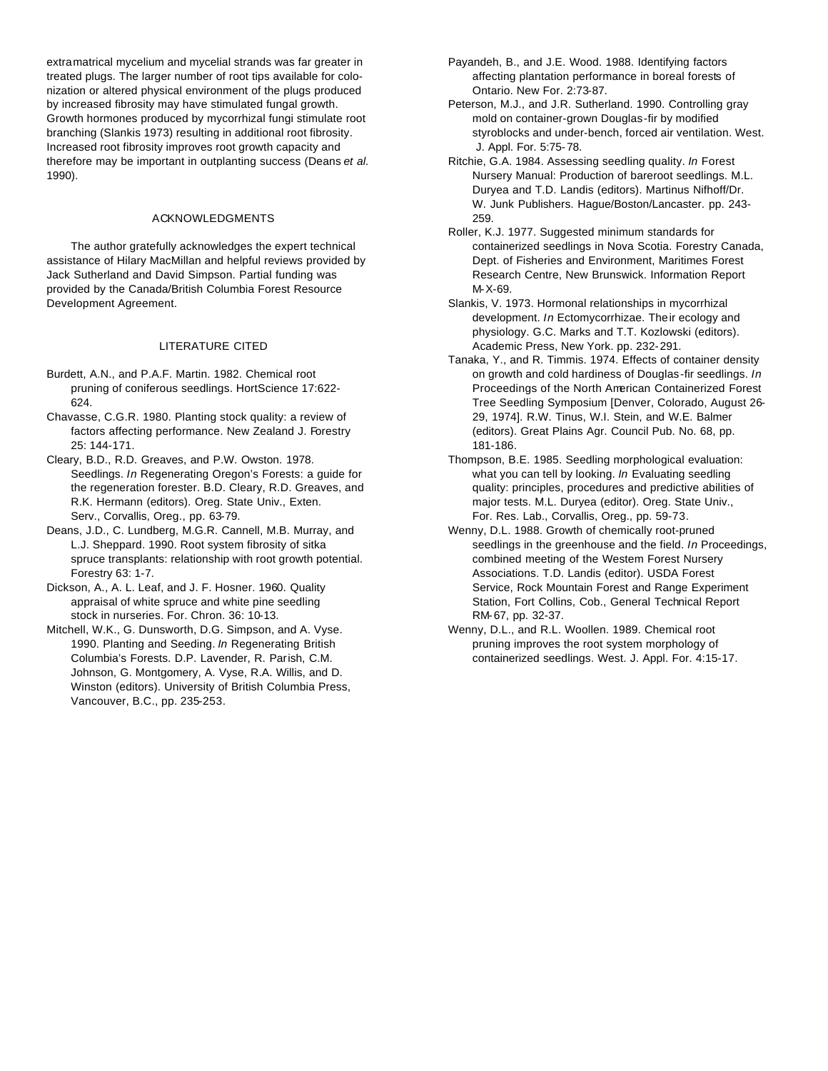extramatrical mycelium and mycelial strands was far greater in treated plugs. The larger number of root tips available for colonization or altered physical environment of the plugs produced by increased fibrosity may have stimulated fungal growth. Growth hormones produced by mycorrhizal fungi stimulate root branching (Slankis 1973) resulting in additional root fibrosity. Increased root fibrosity improves root growth capacity and therefore may be important in outplanting success (Deans *et al.* 1990).

## ACKNOWLEDGMENTS

The author gratefully acknowledges the expert technical assistance of Hilary MacMillan and helpful reviews provided by Jack Sutherland and David Simpson. Partial funding was provided by the Canada/British Columbia Forest Resource Development Agreement.

## LITERATURE CITED

Burdett, A.N., and P.A.F. Martin. 1982. Chemical root pruning of coniferous seedlings. HortScience 17:622-624.

Chavasse, C.G.R. 1980. Planting stock quality: a review of factors affecting performance. New Zealand J. Forestry 25: 144-171.

Cleary, B.D., R.D. Greaves, and P.W. Owston. 1978. Seedlings. *In* Regenerating Oregon's Forests: a guide for the regeneration forester. B.D. Cleary, R.D. Greaves, and R.K. Hermann (editors). Oreg. State Univ., Exten. Serv., Corvallis, Oreg., pp. 63-79.

Deans, J.D., C. Lundberg, M.G.R. Cannell, M.B. Murray, and L.J. Sheppard. 1990. Root system fibrosity of sitka spruce transplants: relationship with root growth potential. Forestry 63: 1-7.

Dickson, A., A. L. Leaf, and J. F. Hosner. 1960. Quality appraisal of white spruce and white pine seedling stock in nurseries. For. Chron. 36: 10-13.

Mitchell, W.K., G. Dunsworth, D.G. Simpson, and A. Vyse. 1990. Planting and Seeding. *In* Regenerating British Columbia's Forests. D.P. Lavender, R. Parish, C.M. Johnson, G. Montgomery, A. Vyse, R.A. Willis, and D. Winston (editors). University of British Columbia Press, Vancouver, B.C., pp. 235-253.

Payandeh, B., and J.E. Wood. 1988. Identifying factors affecting plantation performance in boreal forests of Ontario. New For. 2:73-87.

Peterson, M.J., and J.R. Sutherland. 1990. Controlling gray mold on container-grown Douglas-fir by modified styroblocks and under-bench, forced air ventilation. West. J. Appl. For. 5:75-78.

Ritchie, G.A. 1984. Assessing seedling quality. *In* Forest Nursery Manual: Production of bareroot seedlings. M.L. Duryea and T.D. Landis (editors). Martinus Nifhoff/Dr. W. Junk Publishers. Hague/Boston/Lancaster. pp. 243-259.

Roller, K.J. 1977. Suggested minimum standards for containerized seedlings in Nova Scotia. Forestry Canada, Dept. of Fisheries and Environment, Maritimes Forest Research Centre, New Brunswick. Information Report M-X-69.

Slankis, V. 1973. Hormonal relationships in mycorrhizal development. *In* Ectomycorrhizae. Their ecology and physiology. G.C. Marks and T.T. Kozlowski (editors). Academic Press, New York. pp. 232-291.

Tanaka, Y., and R. Timmis. 1974. Effects of container density on growth and cold hardiness of Douglas-fir seedlings. *In* Proceedings of the North American Containerized Forest Tree Seedling Symposium [Denver, Colorado, August 26-29, 1974]. R.W. Tinus, W.I. Stein, and W.E. Balmer (editors). Great Plains Agr. Council Pub. No. 68, pp. 181-186.

Thompson, B.E. 1985. Seedling morphological evaluation: what you can tell by looking. *In* Evaluating seedling quality: principles, procedures and predictive abilities of major tests. M.L. Duryea (editor). Oreg. State Univ., For. Res. Lab., Corvallis, Oreg., pp. 59-73.

Wenny, D.L. 1988. Growth of chemically root-pruned seedlings in the greenhouse and the field. *In* Proceedings, combined meeting of the Western Forest Nursery Associations. T.D. Landis (editor). USDA Forest Service, Rock Mountain Forest and Range Experiment Station, Fort Collins, Cob., General Technical Report RM-67, pp. 32-37.

Wenny, D.L., and R.L. Woollen. 1989. Chemical root pruning improves the root system morphology of containerized seedlings. West. J. Appl. For. 4:15-17.